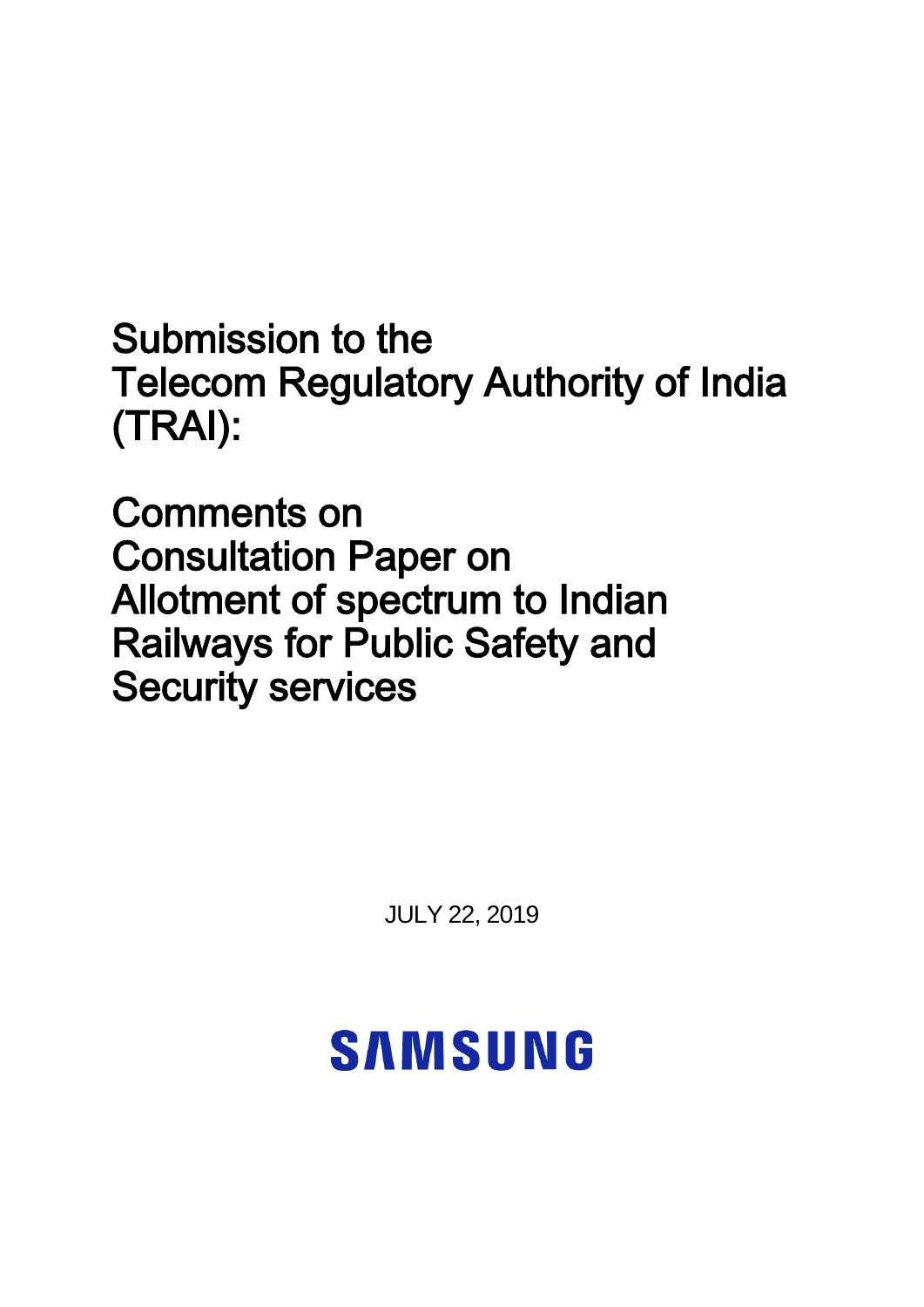# Submission to the Telecom Regulatory Authority of India (TRAI):

# Comments on Consultation Paper on Allotment of spectrum to Indian Railways for Public Safety and Security services

JULY 22, 2019

SAMSUNG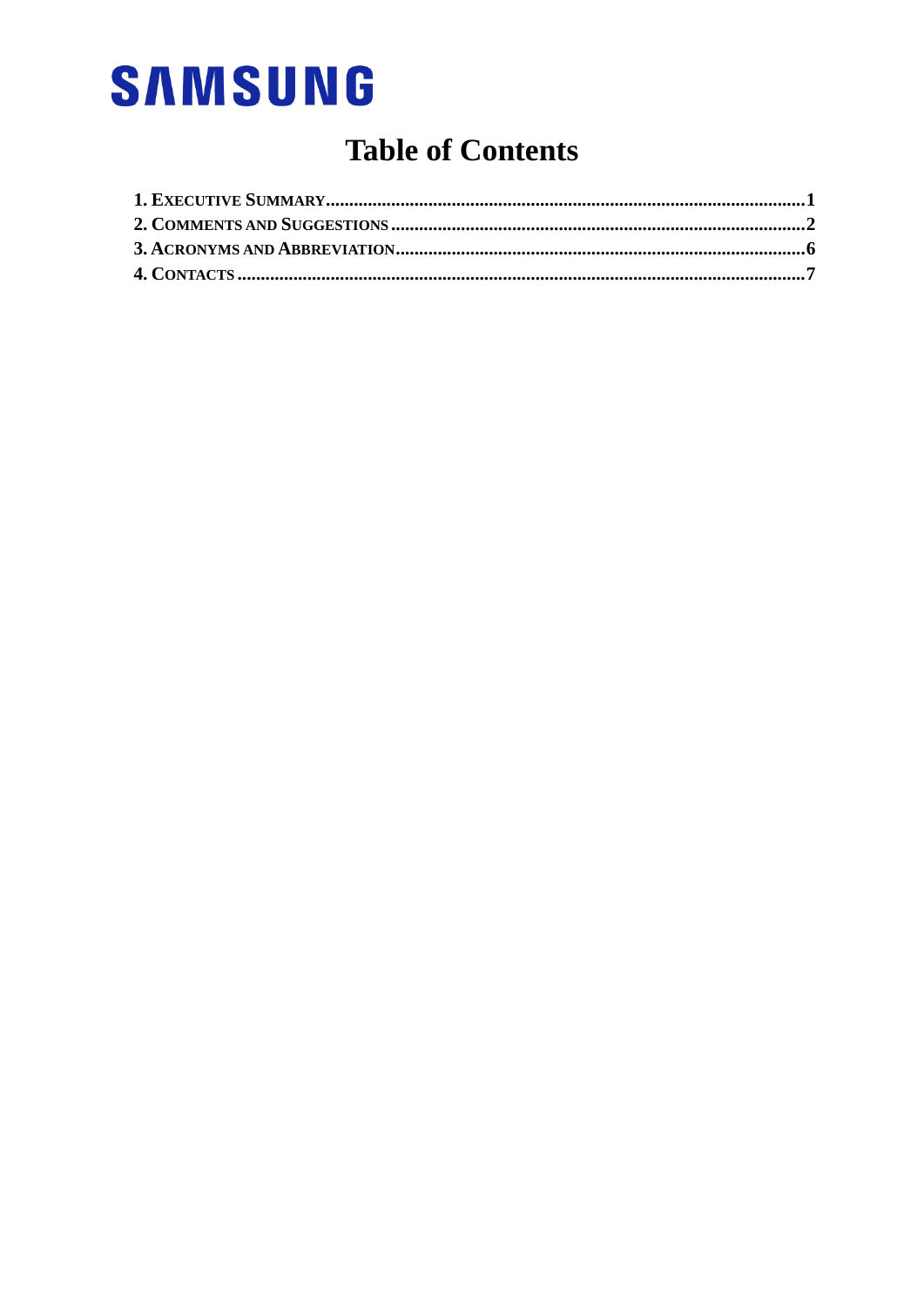SAMSUNG

# Table of Contents

1. EXECUTIVE SUMMARY .......... 1
2. COMMENTS AND SUGGESTIONS .......... 2
3. ACRONYMS AND ABBREVIATION .......... 6
4. CONTACTS .......... 7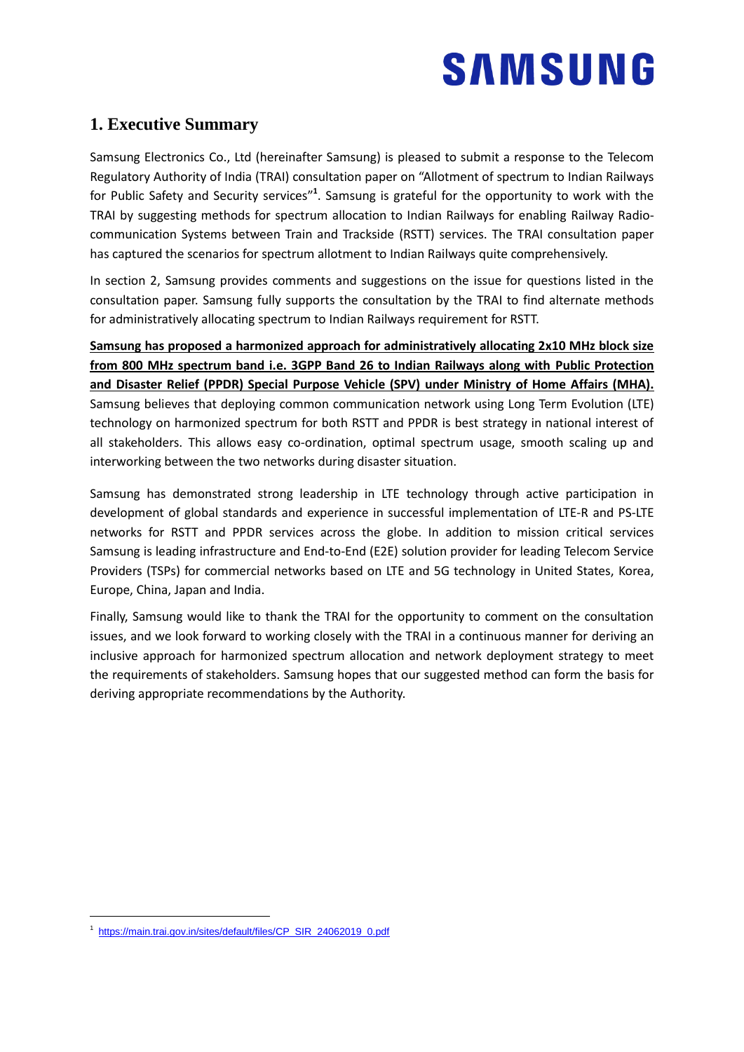## 1. Executive Summary

Samsung Electronics Co., Ltd (hereinafter Samsung) is pleased to submit a response to the Telecom Regulatory Authority of India (TRAI) consultation paper on "Allotment of spectrum to Indian Railways for Public Safety and Security services"[1]. Samsung is grateful for the opportunity to work with the TRAI by suggesting methods for spectrum allocation to Indian Railways for enabling Railway Radio-communication Systems between Train and Trackside (RSTT) services. The TRAI consultation paper has captured the scenarios for spectrum allotment to Indian Railways quite comprehensively.

In section 2, Samsung provides comments and suggestions on the issue for questions listed in the consultation paper. Samsung fully supports the consultation by the TRAI to find alternate methods for administratively allocating spectrum to Indian Railways requirement for RSTT.

**Samsung has proposed a harmonized approach for administratively allocating 2x10 MHz block size from 800 MHz spectrum band i.e. 3GPP Band 26 to Indian Railways along with Public Protection and Disaster Relief (PPDR) Special Purpose Vehicle (SPV) under Ministry of Home Affairs (MHA).** Samsung believes that deploying common communication network using Long Term Evolution (LTE) technology on harmonized spectrum for both RSTT and PPDR is best strategy in national interest of all stakeholders. This allows easy co-ordination, optimal spectrum usage, smooth scaling up and interworking between the two networks during disaster situation.

Samsung has demonstrated strong leadership in LTE technology through active participation in development of global standards and experience in successful implementation of LTE-R and PS-LTE networks for RSTT and PPDR services across the globe. In addition to mission critical services Samsung is leading infrastructure and End-to-End (E2E) solution provider for leading Telecom Service Providers (TSPs) for commercial networks based on LTE and 5G technology in United States, Korea, Europe, China, Japan and India.

Finally, Samsung would like to thank the TRAI for the opportunity to comment on the consultation issues, and we look forward to working closely with the TRAI in a continuous manner for deriving an inclusive approach for harmonized spectrum allocation and network deployment strategy to meet the requirements of stakeholders. Samsung hopes that our suggested method can form the basis for deriving appropriate recommendations by the Authority.

---

[1] https://main.trai.gov.in/sites/default/files/CP_SIR_24062019_0.pdf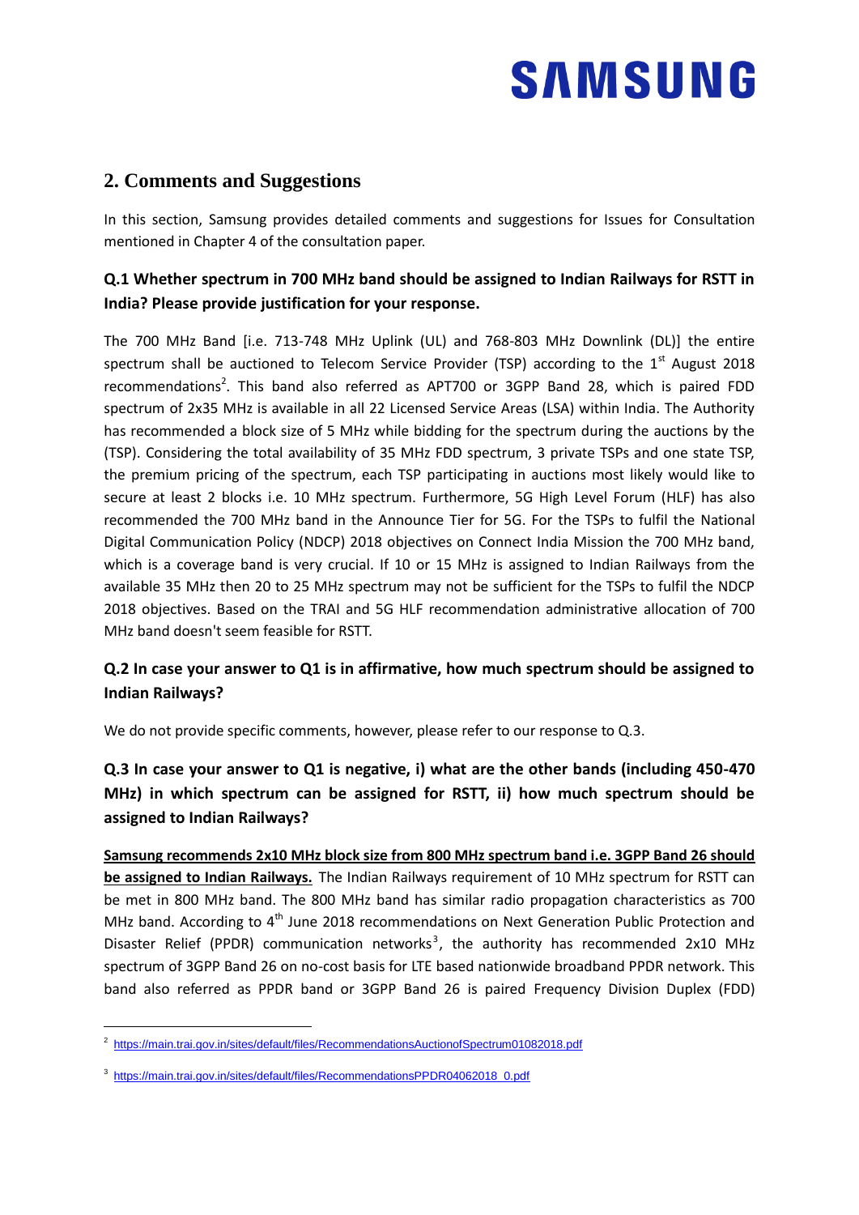## 2. Comments and Suggestions

In this section, Samsung provides detailed comments and suggestions for Issues for Consultation mentioned in Chapter 4 of the consultation paper.

### Q.1 Whether spectrum in 700 MHz band should be assigned to Indian Railways for RSTT in India? Please provide justification for your response.

The 700 MHz Band [i.e. 713-748 MHz Uplink (UL) and 768-803 MHz Downlink (DL)] the entire spectrum shall be auctioned to Telecom Service Provider (TSP) according to the 1st August 2018 recommendations[2]. This band also referred as APT700 or 3GPP Band 28, which is paired FDD spectrum of 2x35 MHz is available in all 22 Licensed Service Areas (LSA) within India. The Authority has recommended a block size of 5 MHz while bidding for the spectrum during the auctions by the (TSP). Considering the total availability of 35 MHz FDD spectrum, 3 private TSPs and one state TSP, the premium pricing of the spectrum, each TSP participating in auctions most likely would like to secure at least 2 blocks i.e. 10 MHz spectrum. Furthermore, 5G High Level Forum (HLF) has also recommended the 700 MHz band in the Announce Tier for 5G. For the TSPs to fulfil the National Digital Communication Policy (NDCP) 2018 objectives on Connect India Mission the 700 MHz band, which is a coverage band is very crucial. If 10 or 15 MHz is assigned to Indian Railways from the available 35 MHz then 20 to 25 MHz spectrum may not be sufficient for the TSPs to fulfil the NDCP 2018 objectives. Based on the TRAI and 5G HLF recommendation administrative allocation of 700 MHz band doesn't seem feasible for RSTT.

### Q.2 In case your answer to Q1 is in affirmative, how much spectrum should be assigned to Indian Railways?

We do not provide specific comments, however, please refer to our response to Q.3.

### Q.3 In case your answer to Q1 is negative, i) what are the other bands (including 450-470 MHz) in which spectrum can be assigned for RSTT, ii) how much spectrum should be assigned to Indian Railways?

**Samsung recommends 2x10 MHz block size from 800 MHz spectrum band i.e. 3GPP Band 26 should be assigned to Indian Railways.** The Indian Railways requirement of 10 MHz spectrum for RSTT can be met in 800 MHz band. The 800 MHz band has similar radio propagation characteristics as 700 MHz band. According to 4th June 2018 recommendations on Next Generation Public Protection and Disaster Relief (PPDR) communication networks[3], the authority has recommended 2x10 MHz spectrum of 3GPP Band 26 on no-cost basis for LTE based nationwide broadband PPDR network. This band also referred as PPDR band or 3GPP Band 26 is paired Frequency Division Duplex (FDD)

---

[2] https://main.trai.gov.in/sites/default/files/RecommendationsAuctionofSpectrum01082018.pdf

[3] https://main.trai.gov.in/sites/default/files/RecommendationsPPDR04062018_0.pdf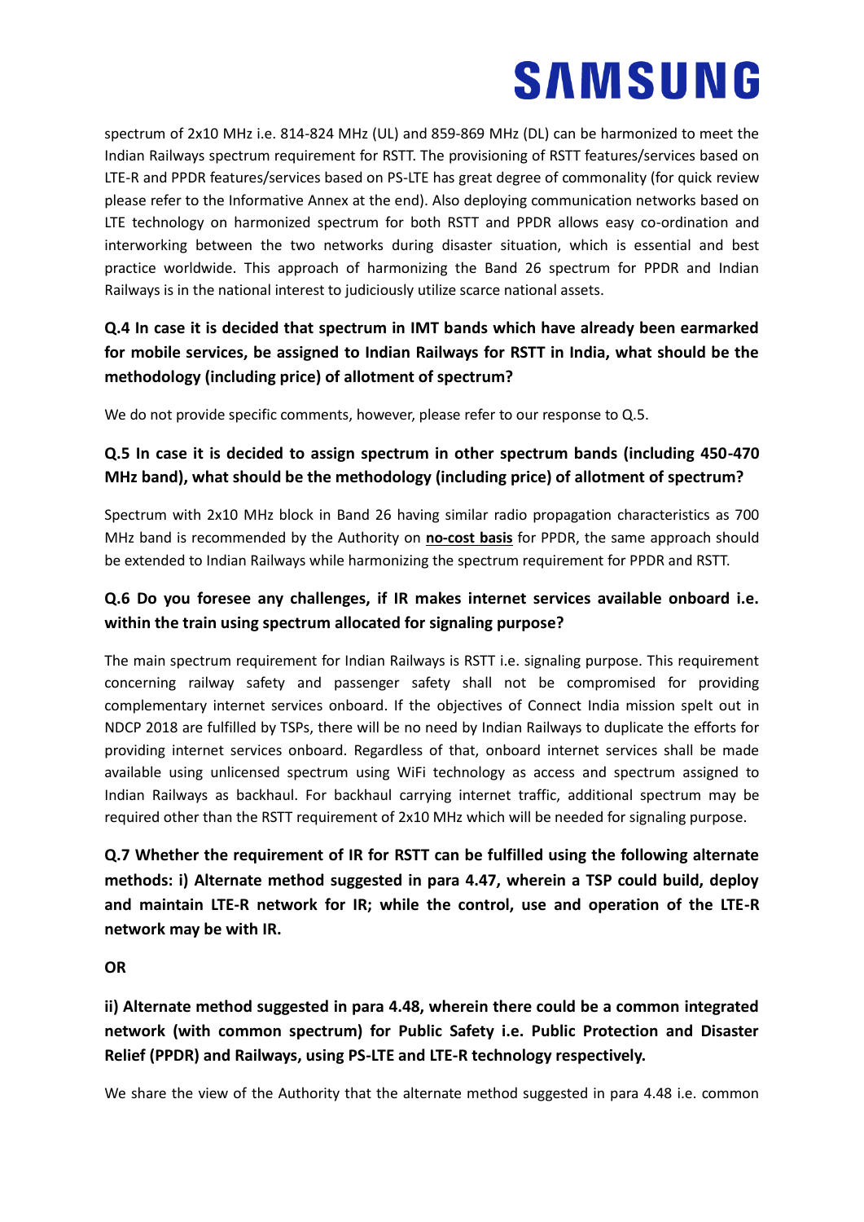spectrum of 2x10 MHz i.e. 814-824 MHz (UL) and 859-869 MHz (DL) can be harmonized to meet the Indian Railways spectrum requirement for RSTT. The provisioning of RSTT features/services based on LTE-R and PPDR features/services based on PS-LTE has great degree of commonality (for quick review please refer to the Informative Annex at the end). Also deploying communication networks based on LTE technology on harmonized spectrum for both RSTT and PPDR allows easy co-ordination and interworking between the two networks during disaster situation, which is essential and best practice worldwide. This approach of harmonizing the Band 26 spectrum for PPDR and Indian Railways is in the national interest to judiciously utilize scarce national assets.

**Q.4 In case it is decided that spectrum in IMT bands which have already been earmarked for mobile services, be assigned to Indian Railways for RSTT in India, what should be the methodology (including price) of allotment of spectrum?**

We do not provide specific comments, however, please refer to our response to Q.5.

**Q.5 In case it is decided to assign spectrum in other spectrum bands (including 450-470 MHz band), what should be the methodology (including price) of allotment of spectrum?**

Spectrum with 2x10 MHz block in Band 26 having similar radio propagation characteristics as 700 MHz band is recommended by the Authority on <u>**no-cost basis**</u> for PPDR, the same approach should be extended to Indian Railways while harmonizing the spectrum requirement for PPDR and RSTT.

**Q.6 Do you foresee any challenges, if IR makes internet services available onboard i.e. within the train using spectrum allocated for signaling purpose?**

The main spectrum requirement for Indian Railways is RSTT i.e. signaling purpose. This requirement concerning railway safety and passenger safety shall not be compromised for providing complementary internet services onboard. If the objectives of Connect India mission spelt out in NDCP 2018 are fulfilled by TSPs, there will be no need by Indian Railways to duplicate the efforts for providing internet services onboard. Regardless of that, onboard internet services shall be made available using unlicensed spectrum using WiFi technology as access and spectrum assigned to Indian Railways as backhaul. For backhaul carrying internet traffic, additional spectrum may be required other than the RSTT requirement of 2x10 MHz which will be needed for signaling purpose.

**Q.7 Whether the requirement of IR for RSTT can be fulfilled using the following alternate methods: i) Alternate method suggested in para 4.47, wherein a TSP could build, deploy and maintain LTE-R network for IR; while the control, use and operation of the LTE-R network may be with IR.**

**OR**

**ii) Alternate method suggested in para 4.48, wherein there could be a common integrated network (with common spectrum) for Public Safety i.e. Public Protection and Disaster Relief (PPDR) and Railways, using PS-LTE and LTE-R technology respectively.**

We share the view of the Authority that the alternate method suggested in para 4.48 i.e. common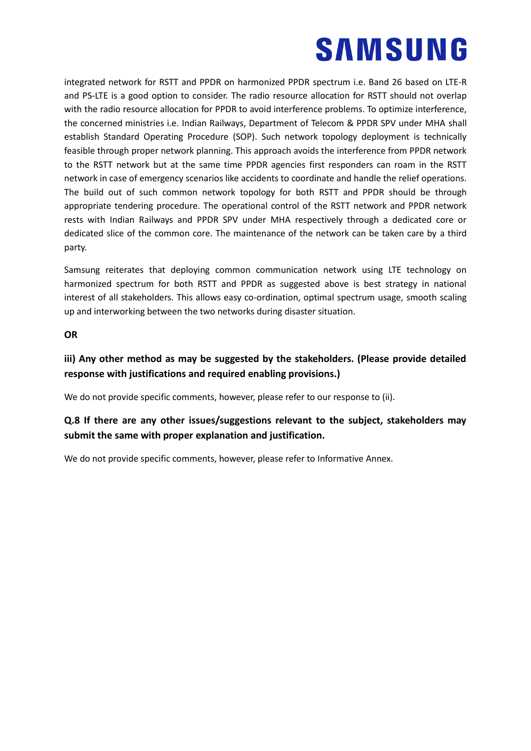integrated network for RSTT and PPDR on harmonized PPDR spectrum i.e. Band 26 based on LTE-R and PS-LTE is a good option to consider. The radio resource allocation for RSTT should not overlap with the radio resource allocation for PPDR to avoid interference problems. To optimize interference, the concerned ministries i.e. Indian Railways, Department of Telecom & PPDR SPV under MHA shall establish Standard Operating Procedure (SOP). Such network topology deployment is technically feasible through proper network planning. This approach avoids the interference from PPDR network to the RSTT network but at the same time PPDR agencies first responders can roam in the RSTT network in case of emergency scenarios like accidents to coordinate and handle the relief operations. The build out of such common network topology for both RSTT and PPDR should be through appropriate tendering procedure. The operational control of the RSTT network and PPDR network rests with Indian Railways and PPDR SPV under MHA respectively through a dedicated core or dedicated slice of the common core. The maintenance of the network can be taken care by a third party.

Samsung reiterates that deploying common communication network using LTE technology on harmonized spectrum for both RSTT and PPDR as suggested above is best strategy in national interest of all stakeholders. This allows easy co-ordination, optimal spectrum usage, smooth scaling up and interworking between the two networks during disaster situation.

**OR**

**iii) Any other method as may be suggested by the stakeholders. (Please provide detailed response with justifications and required enabling provisions.)**

We do not provide specific comments, however, please refer to our response to (ii).

**Q.8 If there are any other issues/suggestions relevant to the subject, stakeholders may submit the same with proper explanation and justification.**

We do not provide specific comments, however, please refer to Informative Annex.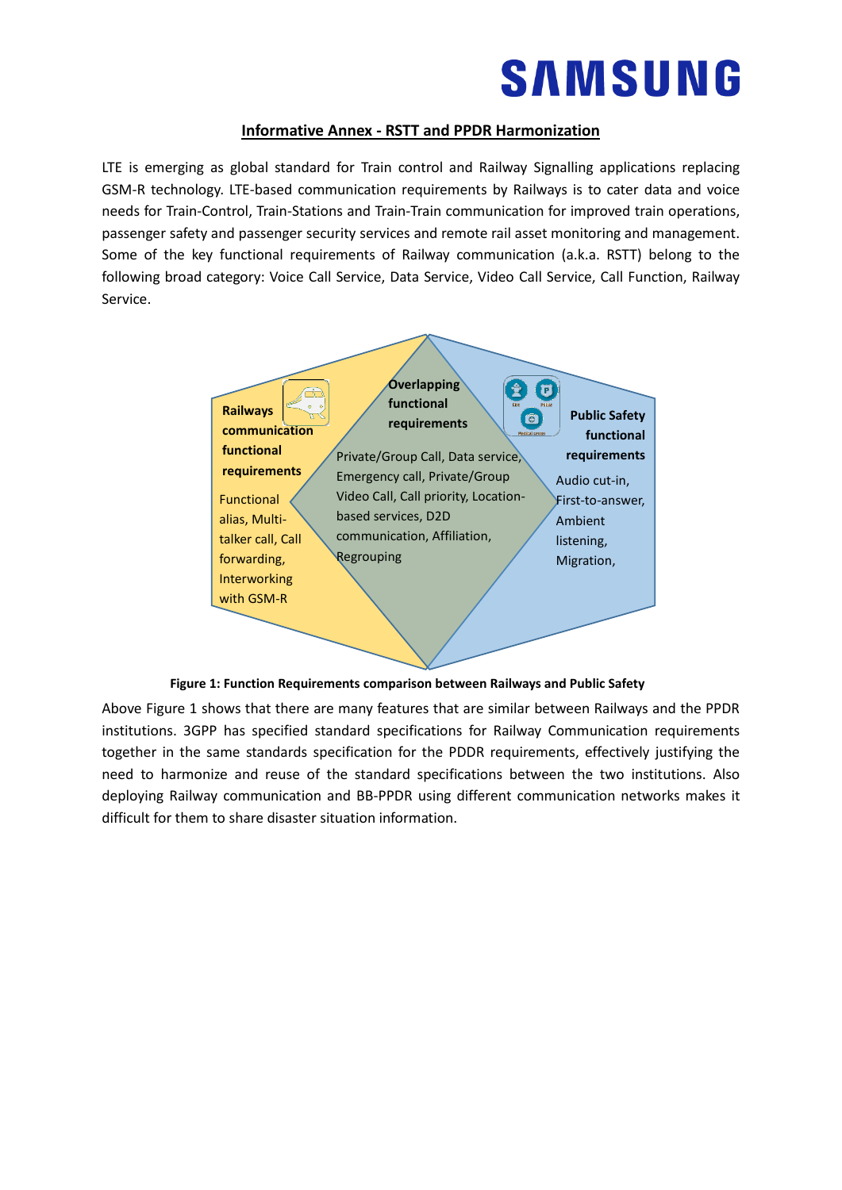## Informative Annex - RSTT and PPDR Harmonization

LTE is emerging as global standard for Train control and Railway Signalling applications replacing GSM-R technology. LTE-based communication requirements by Railways is to cater data and voice needs for Train-Control, Train-Stations and Train-Train communication for improved train operations, passenger safety and passenger security services and remote rail asset monitoring and management. Some of the key functional requirements of Railway communication (a.k.a. RSTT) belong to the following broad category: Voice Call Service, Data Service, Video Call Service, Call Function, Railway Service.

**Railways communication functional requirements**

Functional alias, Multi-talker call, Call forwarding, Interworking with GSM-R

**Overlapping functional requirements**

Private/Group Call, Data service, Emergency call, Private/Group Video Call, Call priority, Location-based services, D2D communication, Affiliation, Regrouping

**Public Safety functional requirements**

Audio cut-in, First-to-answer, Ambient listening, Migration,

**Figure 1: Function Requirements comparison between Railways and Public Safety**

Above Figure 1 shows that there are many features that are similar between Railways and the PPDR institutions. 3GPP has specified standard specifications for Railway Communication requirements together in the same standards specification for the PDDR requirements, effectively justifying the need to harmonize and reuse of the standard specifications between the two institutions. Also deploying Railway communication and BB-PPDR using different communication networks makes it difficult for them to share disaster situation information.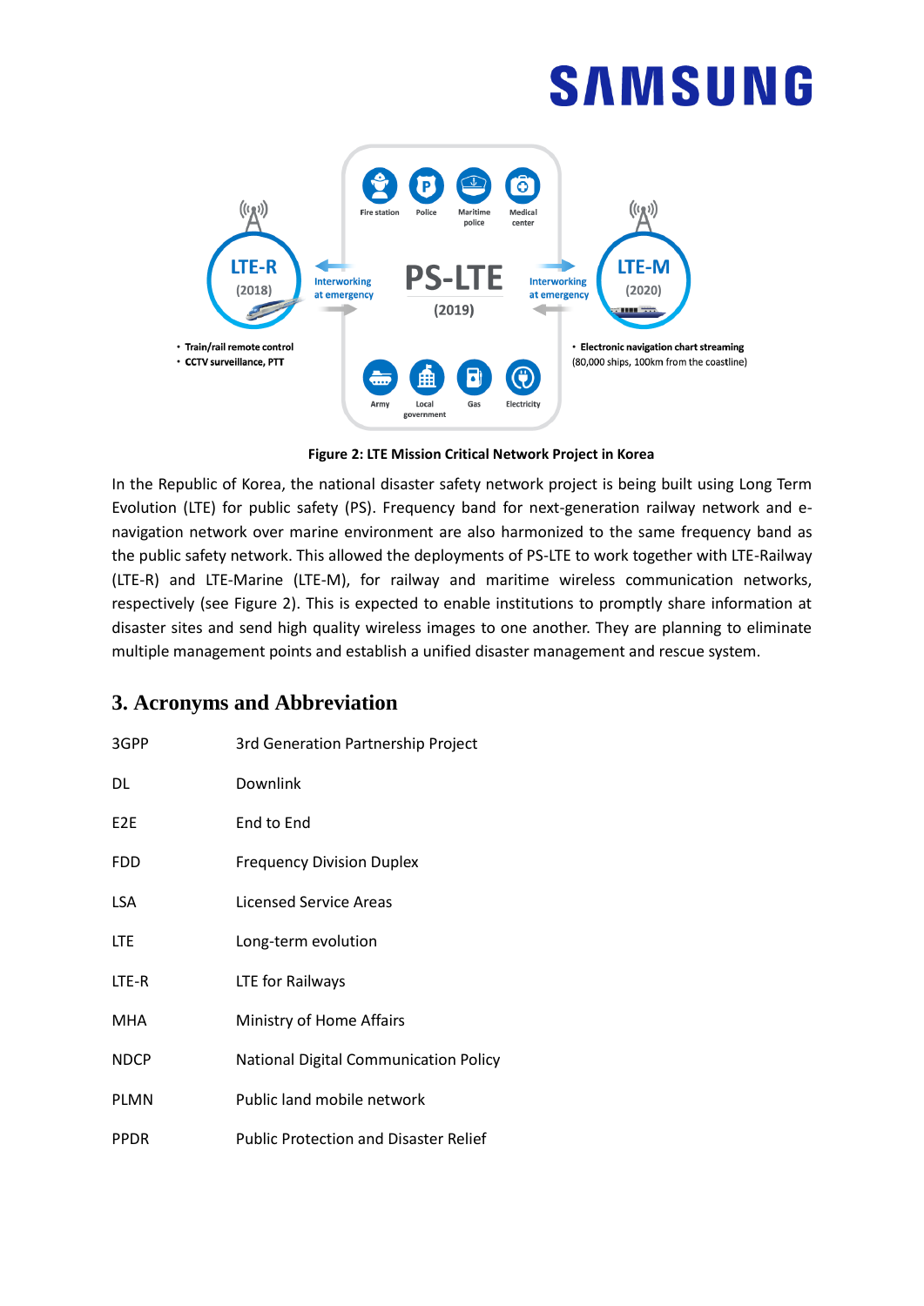Figure 2: LTE Mission Critical Network Project in Korea

In the Republic of Korea, the national disaster safety network project is being built using Long Term Evolution (LTE) for public safety (PS). Frequency band for next-generation railway network and e-navigation network over marine environment are also harmonized to the same frequency band as the public safety network. This allowed the deployments of PS-LTE to work together with LTE-Railway (LTE-R) and LTE-Marine (LTE-M), for railway and maritime wireless communication networks, respectively (see Figure 2). This is expected to enable institutions to promptly share information at disaster sites and send high quality wireless images to one another. They are planning to eliminate multiple management points and establish a unified disaster management and rescue system.

## 3. Acronyms and Abbreviation

| | |
|---|---|
| 3GPP | 3rd Generation Partnership Project |
| DL | Downlink |
| E2E | End to End |
| FDD | Frequency Division Duplex |
| LSA | Licensed Service Areas |
| LTE | Long-term evolution |
| LTE-R | LTE for Railways |
| MHA | Ministry of Home Affairs |
| NDCP | National Digital Communication Policy |
| PLMN | Public land mobile network |
| PPDR | Public Protection and Disaster Relief |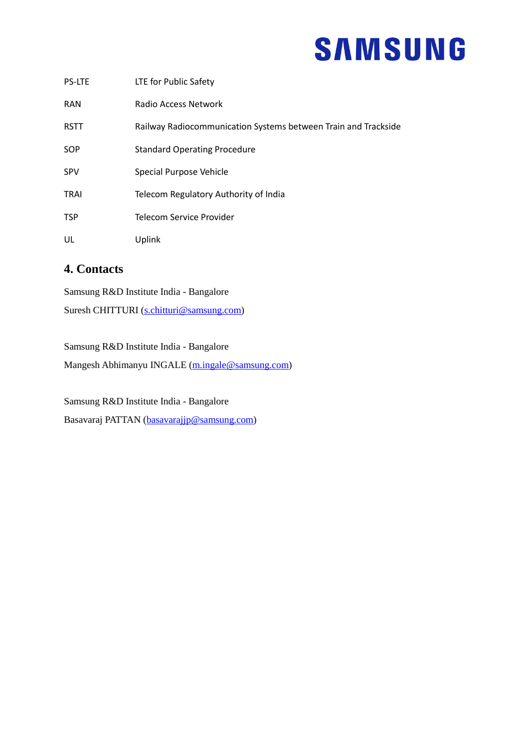| | |
|---|---|
| PS-LTE | LTE for Public Safety |
| RAN | Radio Access Network |
| RSTT | Railway Radiocommunication Systems between Train and Trackside |
| SOP | Standard Operating Procedure |
| SPV | Special Purpose Vehicle |
| TRAI | Telecom Regulatory Authority of India |
| TSP | Telecom Service Provider |
| UL | Uplink |

## 4. Contacts

Samsung R&D Institute India - Bangalore
Suresh CHITTURI (s.chitturi@samsung.com)

Samsung R&D Institute India - Bangalore
Mangesh Abhimanyu INGALE (m.ingale@samsung.com)

Samsung R&D Institute India - Bangalore
Basavaraj PATTAN (basavarajjp@samsung.com)